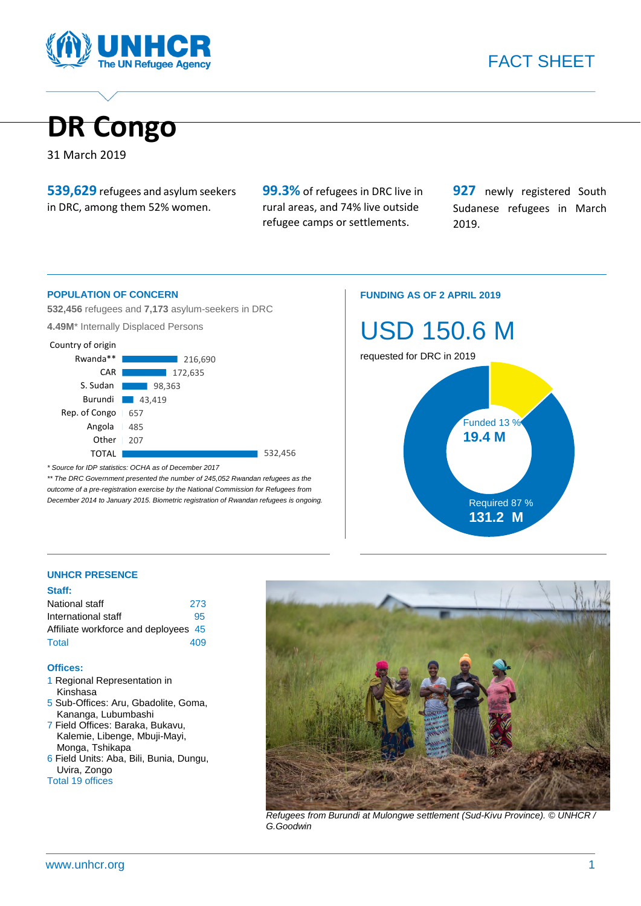UNHCR
The UN Refugee Agency

FACT SHEET

# DR Congo

31 March 2019

**539,629** refugees and asylum seekers in DRC, among them 52% women.

**99.3%** of refugees in DRC live in rural areas, and 74% live outside refugee camps or settlements.

**927** newly registered South Sudanese refugees in March 2019.

## POPULATION OF CONCERN

**532,456** refugees and **7,173** asylum-seekers in DRC

**4.49M*** Internally Displaced Persons

| Country of origin | |
|---|---|
| Rwanda** | 216,690 |
| CAR | 172,635 |
| S. Sudan | 98,363 |
| Burundi | 43,419 |
| Rep. of Congo | 657 |
| Angola | 485 |
| Other | 207 |
| TOTAL | 532,456 |

*\* Source for IDP statistics: OCHA as of December 2017*

*\*\* The DRC Government presented the number of 245,052 Rwandan refugees as the outcome of a pre-registration exercise by the National Commission for Refugees from December 2014 to January 2015. Biometric registration of Rwandan refugees is ongoing.*

## FUNDING AS OF 2 APRIL 2019

**USD 150.6 M**

requested for DRC in 2019

Funded 13 %
**19.4 M**

Required 87 %
**131.2 M**

## UNHCR PRESENCE

**Staff:**

| | |
|---|---|
| National staff | 273 |
| International staff | 95 |
| Affiliate workforce and deployees | 45 |
| Total | 409 |

**Offices:**

- 1 Regional Representation in Kinshasa
- 5 Sub-Offices: Aru, Gbadolite, Goma, Kananga, Lubumbashi
- 7 Field Offices: Baraka, Bukavu, Kalemie, Libenge, Mbuji-Mayi, Monga, Tshikapa
- 6 Field Units: Aba, Bili, Bunia, Dungu, Uvira, Zongo

Total 19 offices

*Refugees from Burundi at Mulongwe settlement (Sud-Kivu Province). © UNHCR / G.Goodwin*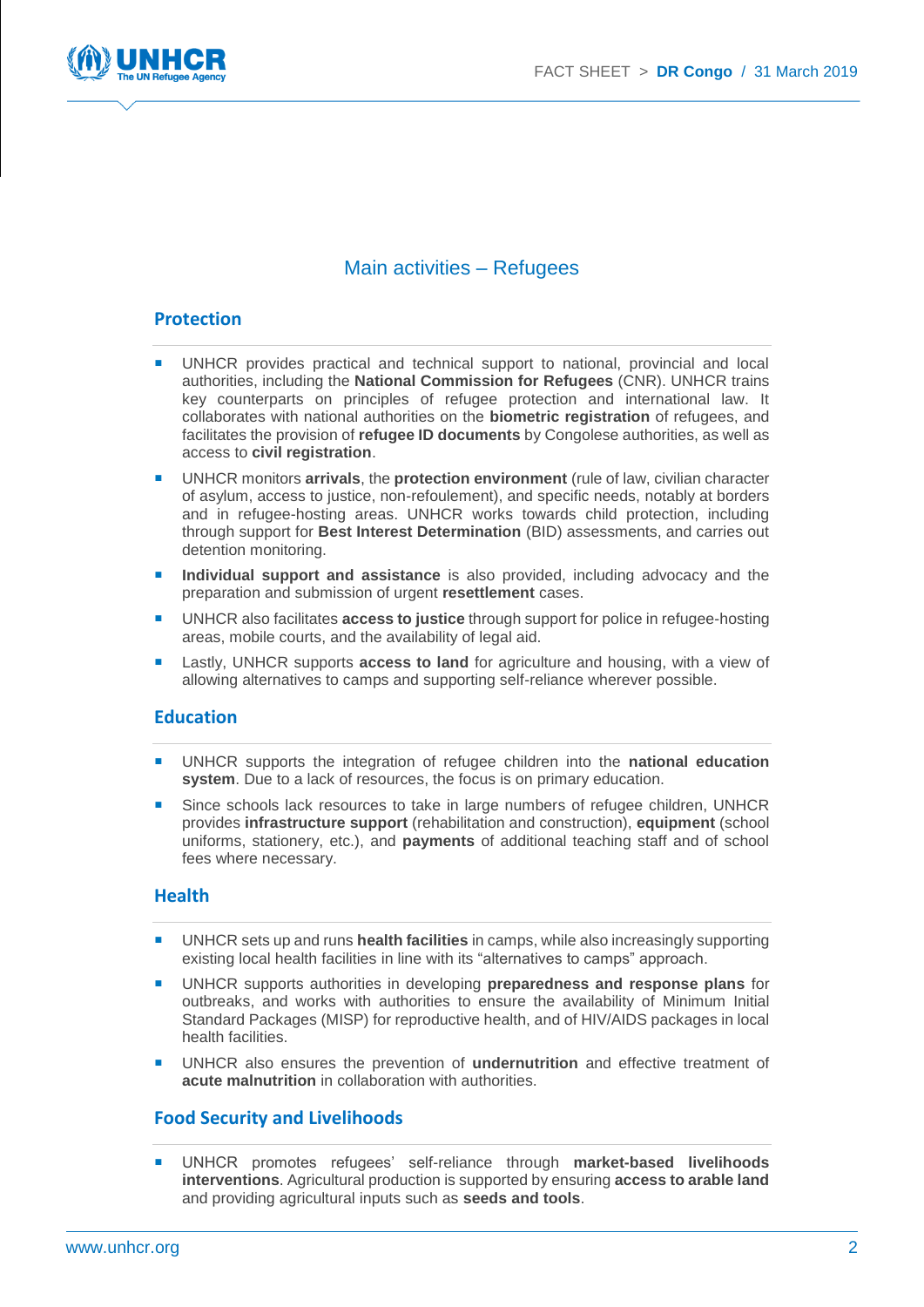## Main activities – Refugees

### Protection

- UNHCR provides practical and technical support to national, provincial and local authorities, including the **National Commission for Refugees** (CNR). UNHCR trains key counterparts on principles of refugee protection and international law. It collaborates with national authorities on the **biometric registration** of refugees, and facilitates the provision of **refugee ID documents** by Congolese authorities, as well as access to **civil registration**.
- UNHCR monitors **arrivals**, the **protection environment** (rule of law, civilian character of asylum, access to justice, non-refoulement), and specific needs, notably at borders and in refugee-hosting areas. UNHCR works towards child protection, including through support for **Best Interest Determination** (BID) assessments, and carries out detention monitoring.
- **Individual support and assistance** is also provided, including advocacy and the preparation and submission of urgent **resettlement** cases.
- UNHCR also facilitates **access to justice** through support for police in refugee-hosting areas, mobile courts, and the availability of legal aid.
- Lastly, UNHCR supports **access to land** for agriculture and housing, with a view of allowing alternatives to camps and supporting self-reliance wherever possible.

### Education

- UNHCR supports the integration of refugee children into the **national education system**. Due to a lack of resources, the focus is on primary education.
- Since schools lack resources to take in large numbers of refugee children, UNHCR provides **infrastructure support** (rehabilitation and construction), **equipment** (school uniforms, stationery, etc.), and **payments** of additional teaching staff and of school fees where necessary.

### Health

- UNHCR sets up and runs **health facilities** in camps, while also increasingly supporting existing local health facilities in line with its "alternatives to camps" approach.
- UNHCR supports authorities in developing **preparedness and response plans** for outbreaks, and works with authorities to ensure the availability of Minimum Initial Standard Packages (MISP) for reproductive health, and of HIV/AIDS packages in local health facilities.
- UNHCR also ensures the prevention of **undernutrition** and effective treatment of **acute malnutrition** in collaboration with authorities.

### Food Security and Livelihoods

- UNHCR promotes refugees' self-reliance through **market-based livelihoods interventions**. Agricultural production is supported by ensuring **access to arable land** and providing agricultural inputs such as **seeds and tools**.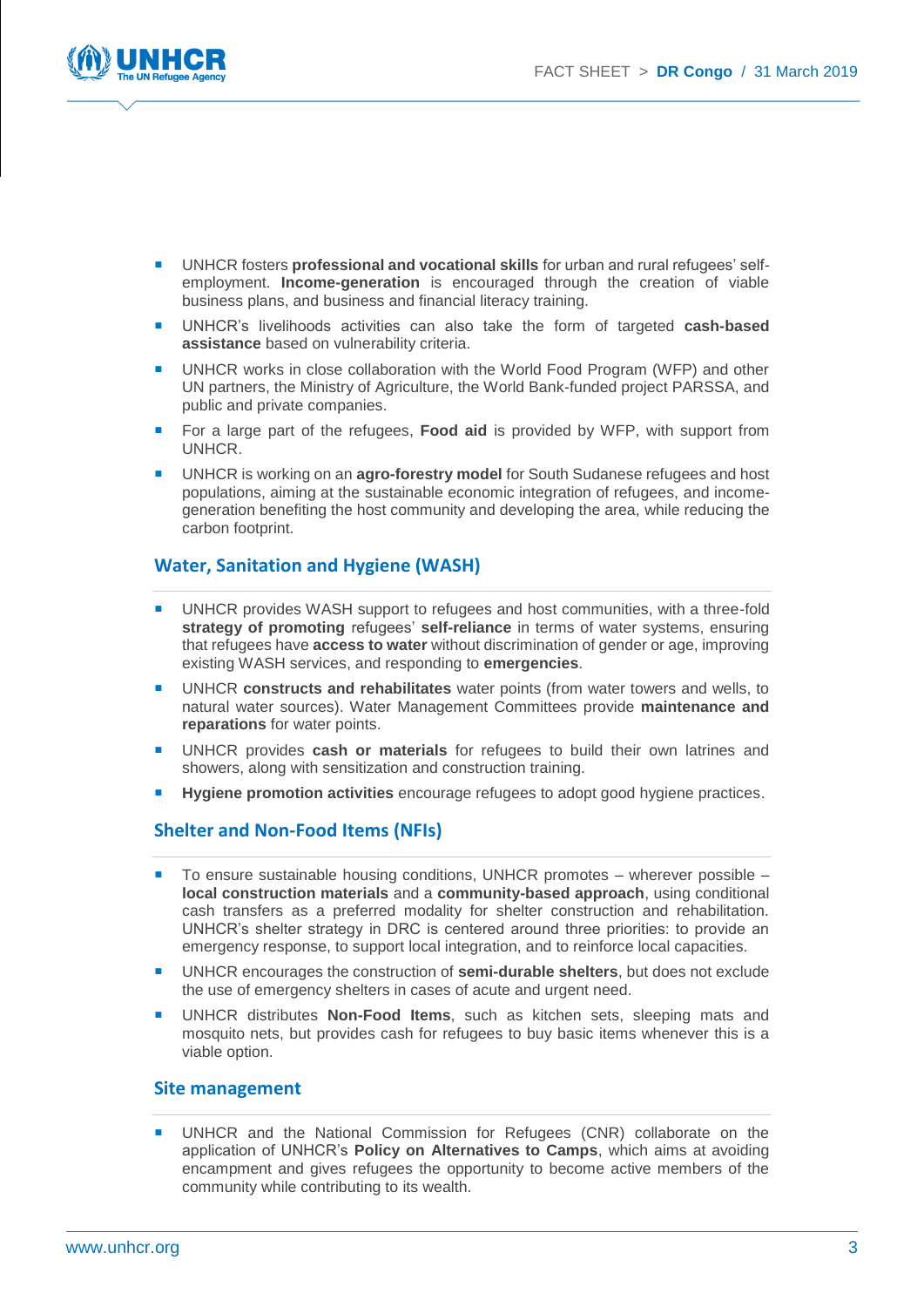- UNHCR fosters **professional and vocational skills** for urban and rural refugees' self-employment. **Income-generation** is encouraged through the creation of viable business plans, and business and financial literacy training.
- UNHCR's livelihoods activities can also take the form of targeted **cash-based assistance** based on vulnerability criteria.
- UNHCR works in close collaboration with the World Food Program (WFP) and other UN partners, the Ministry of Agriculture, the World Bank-funded project PARSSA, and public and private companies.
- For a large part of the refugees, **Food aid** is provided by WFP, with support from UNHCR.
- UNHCR is working on an **agro-forestry model** for South Sudanese refugees and host populations, aiming at the sustainable economic integration of refugees, and income-generation benefiting the host community and developing the area, while reducing the carbon footprint.

## Water, Sanitation and Hygiene (WASH)

- UNHCR provides WASH support to refugees and host communities, with a three-fold **strategy of promoting** refugees' **self-reliance** in terms of water systems, ensuring that refugees have **access to water** without discrimination of gender or age, improving existing WASH services, and responding to **emergencies**.
- UNHCR **constructs and rehabilitates** water points (from water towers and wells, to natural water sources). Water Management Committees provide **maintenance and reparations** for water points.
- UNHCR provides **cash or materials** for refugees to build their own latrines and showers, along with sensitization and construction training.
- **Hygiene promotion activities** encourage refugees to adopt good hygiene practices.

## Shelter and Non-Food Items (NFIs)

- To ensure sustainable housing conditions, UNHCR promotes – wherever possible – **local construction materials** and a **community-based approach**, using conditional cash transfers as a preferred modality for shelter construction and rehabilitation. UNHCR's shelter strategy in DRC is centered around three priorities: to provide an emergency response, to support local integration, and to reinforce local capacities.
- UNHCR encourages the construction of **semi-durable shelters**, but does not exclude the use of emergency shelters in cases of acute and urgent need.
- UNHCR distributes **Non-Food Items**, such as kitchen sets, sleeping mats and mosquito nets, but provides cash for refugees to buy basic items whenever this is a viable option.

## Site management

- UNHCR and the National Commission for Refugees (CNR) collaborate on the application of UNHCR's **Policy on Alternatives to Camps**, which aims at avoiding encampment and gives refugees the opportunity to become active members of the community while contributing to its wealth.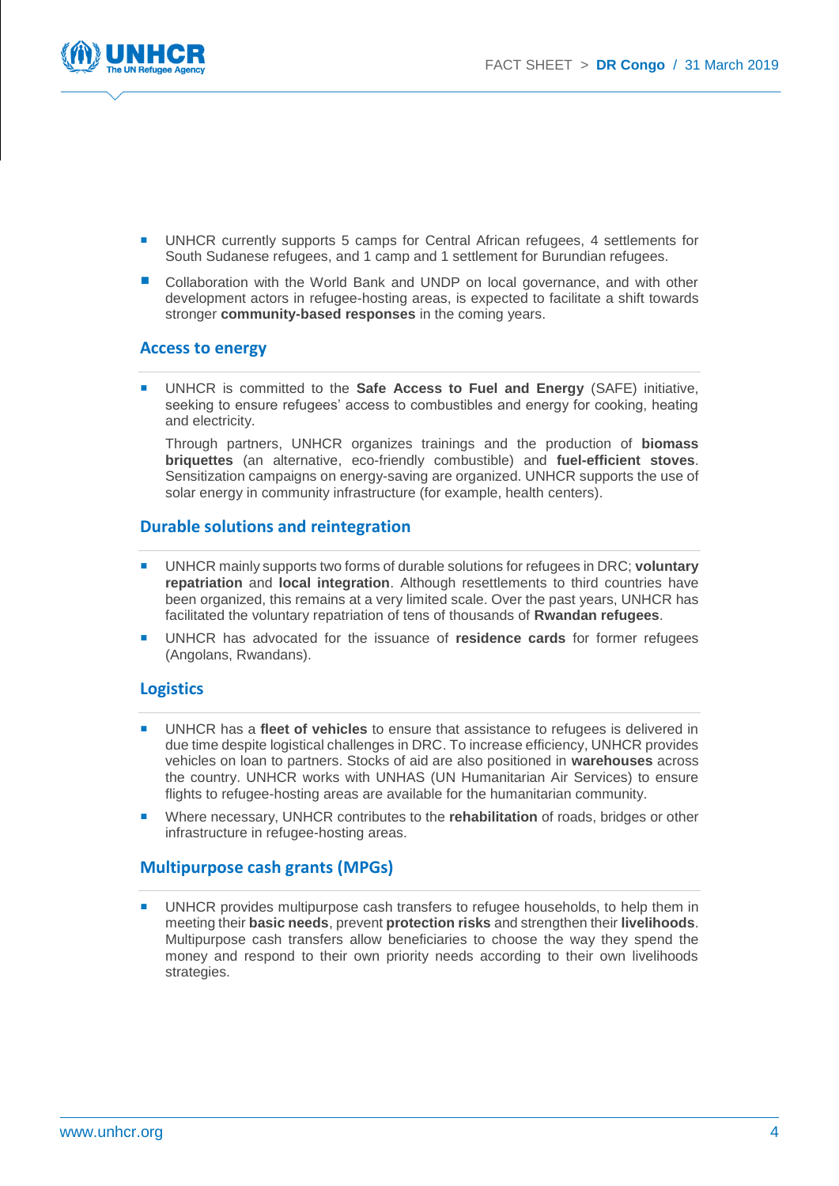- UNHCR currently supports 5 camps for Central African refugees, 4 settlements for South Sudanese refugees, and 1 camp and 1 settlement for Burundian refugees.
- Collaboration with the World Bank and UNDP on local governance, and with other development actors in refugee-hosting areas, is expected to facilitate a shift towards stronger **community-based responses** in the coming years.

## Access to energy

- UNHCR is committed to the **Safe Access to Fuel and Energy** (SAFE) initiative, seeking to ensure refugees' access to combustibles and energy for cooking, heating and electricity.

  Through partners, UNHCR organizes trainings and the production of **biomass briquettes** (an alternative, eco-friendly combustible) and **fuel-efficient stoves**. Sensitization campaigns on energy-saving are organized. UNHCR supports the use of solar energy in community infrastructure (for example, health centers).

## Durable solutions and reintegration

- UNHCR mainly supports two forms of durable solutions for refugees in DRC; **voluntary repatriation** and **local integration**. Although resettlements to third countries have been organized, this remains at a very limited scale. Over the past years, UNHCR has facilitated the voluntary repatriation of tens of thousands of **Rwandan refugees**.
- UNHCR has advocated for the issuance of **residence cards** for former refugees (Angolans, Rwandans).

## Logistics

- UNHCR has a **fleet of vehicles** to ensure that assistance to refugees is delivered in due time despite logistical challenges in DRC. To increase efficiency, UNHCR provides vehicles on loan to partners. Stocks of aid are also positioned in **warehouses** across the country. UNHCR works with UNHAS (UN Humanitarian Air Services) to ensure flights to refugee-hosting areas are available for the humanitarian community.
- Where necessary, UNHCR contributes to the **rehabilitation** of roads, bridges or other infrastructure in refugee-hosting areas.

## Multipurpose cash grants (MPGs)

- UNHCR provides multipurpose cash transfers to refugee households, to help them in meeting their **basic needs**, prevent **protection risks** and strengthen their **livelihoods**. Multipurpose cash transfers allow beneficiaries to choose the way they spend the money and respond to their own priority needs according to their own livelihoods strategies.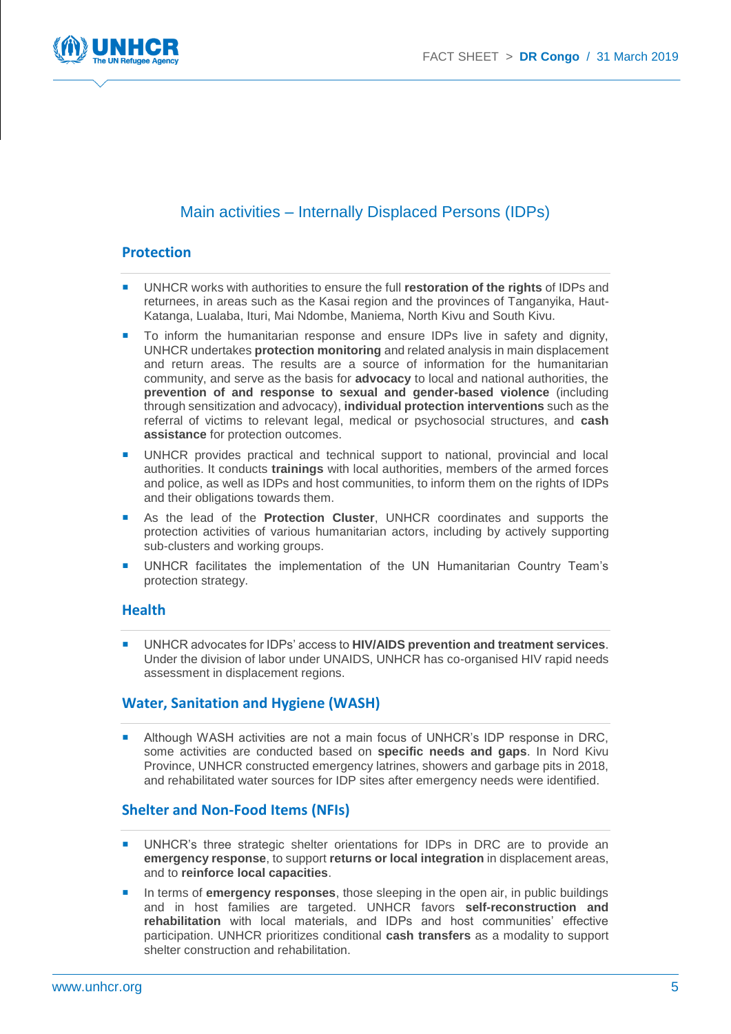## Main activities – Internally Displaced Persons (IDPs)

### Protection

- UNHCR works with authorities to ensure the full **restoration of the rights** of IDPs and returnees, in areas such as the Kasai region and the provinces of Tanganyika, Haut-Katanga, Lualaba, Ituri, Mai Ndombe, Maniema, North Kivu and South Kivu.
- To inform the humanitarian response and ensure IDPs live in safety and dignity, UNHCR undertakes **protection monitoring** and related analysis in main displacement and return areas. The results are a source of information for the humanitarian community, and serve as the basis for **advocacy** to local and national authorities, the **prevention of and response to sexual and gender-based violence** (including through sensitization and advocacy), **individual protection interventions** such as the referral of victims to relevant legal, medical or psychosocial structures, and **cash assistance** for protection outcomes.
- UNHCR provides practical and technical support to national, provincial and local authorities. It conducts **trainings** with local authorities, members of the armed forces and police, as well as IDPs and host communities, to inform them on the rights of IDPs and their obligations towards them.
- As the lead of the **Protection Cluster**, UNHCR coordinates and supports the protection activities of various humanitarian actors, including by actively supporting sub-clusters and working groups.
- UNHCR facilitates the implementation of the UN Humanitarian Country Team's protection strategy.

### Health

- UNHCR advocates for IDPs' access to **HIV/AIDS prevention and treatment services**. Under the division of labor under UNAIDS, UNHCR has co-organised HIV rapid needs assessment in displacement regions.

### Water, Sanitation and Hygiene (WASH)

- Although WASH activities are not a main focus of UNHCR's IDP response in DRC, some activities are conducted based on **specific needs and gaps**. In Nord Kivu Province, UNHCR constructed emergency latrines, showers and garbage pits in 2018, and rehabilitated water sources for IDP sites after emergency needs were identified.

### Shelter and Non-Food Items (NFIs)

- UNHCR's three strategic shelter orientations for IDPs in DRC are to provide an **emergency response**, to support **returns or local integration** in displacement areas, and to **reinforce local capacities**.
- In terms of **emergency responses**, those sleeping in the open air, in public buildings and in host families are targeted. UNHCR favors **self-reconstruction and rehabilitation** with local materials, and IDPs and host communities' effective participation. UNHCR prioritizes conditional **cash transfers** as a modality to support shelter construction and rehabilitation.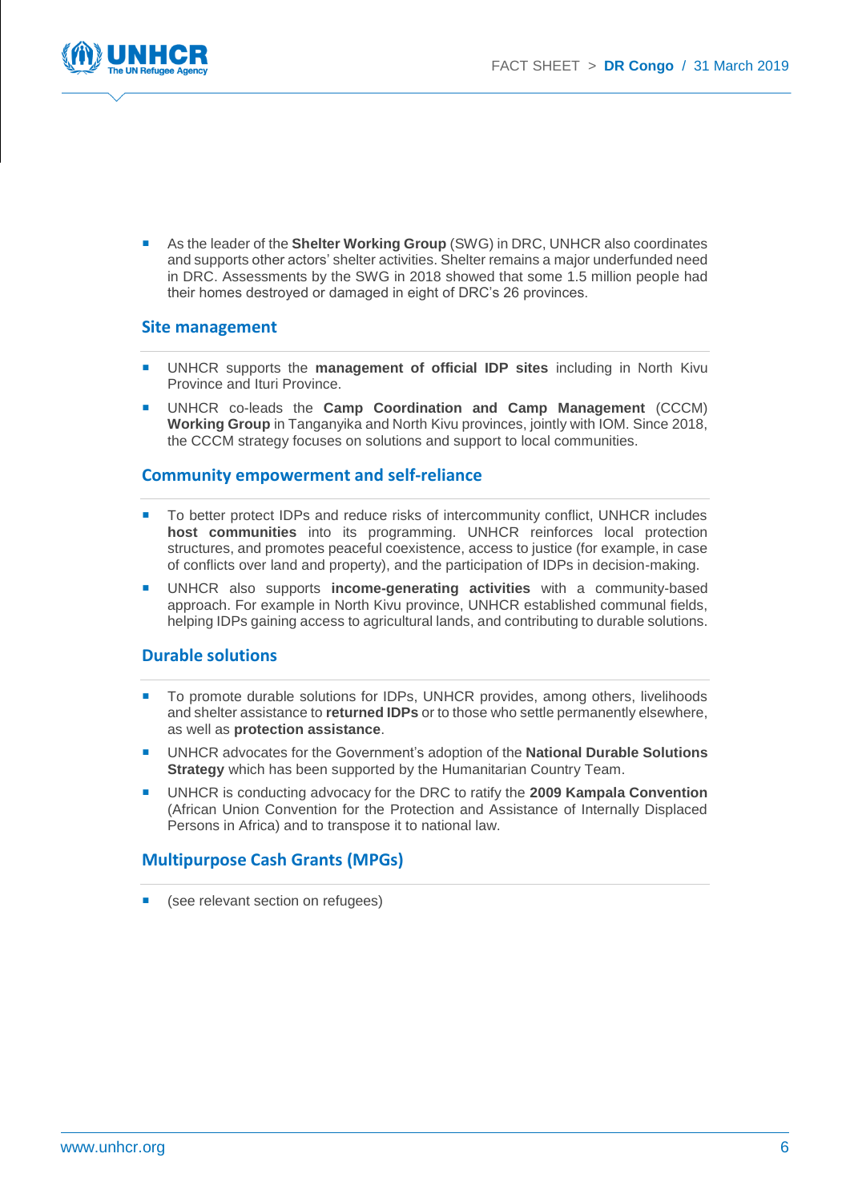- As the leader of the **Shelter Working Group** (SWG) in DRC, UNHCR also coordinates and supports other actors' shelter activities. Shelter remains a major underfunded need in DRC. Assessments by the SWG in 2018 showed that some 1.5 million people had their homes destroyed or damaged in eight of DRC's 26 provinces.

## Site management

- UNHCR supports the **management of official IDP sites** including in North Kivu Province and Ituri Province.
- UNHCR co-leads the **Camp Coordination and Camp Management** (CCCM) **Working Group** in Tanganyika and North Kivu provinces, jointly with IOM. Since 2018, the CCCM strategy focuses on solutions and support to local communities.

## Community empowerment and self-reliance

- To better protect IDPs and reduce risks of intercommunity conflict, UNHCR includes **host communities** into its programming. UNHCR reinforces local protection structures, and promotes peaceful coexistence, access to justice (for example, in case of conflicts over land and property), and the participation of IDPs in decision-making.
- UNHCR also supports **income-generating activities** with a community-based approach. For example in North Kivu province, UNHCR established communal fields, helping IDPs gaining access to agricultural lands, and contributing to durable solutions.

## Durable solutions

- To promote durable solutions for IDPs, UNHCR provides, among others, livelihoods and shelter assistance to **returned IDPs** or to those who settle permanently elsewhere, as well as **protection assistance**.
- UNHCR advocates for the Government's adoption of the **National Durable Solutions Strategy** which has been supported by the Humanitarian Country Team.
- UNHCR is conducting advocacy for the DRC to ratify the **2009 Kampala Convention** (African Union Convention for the Protection and Assistance of Internally Displaced Persons in Africa) and to transpose it to national law.

## Multipurpose Cash Grants (MPGs)

- (see relevant section on refugees)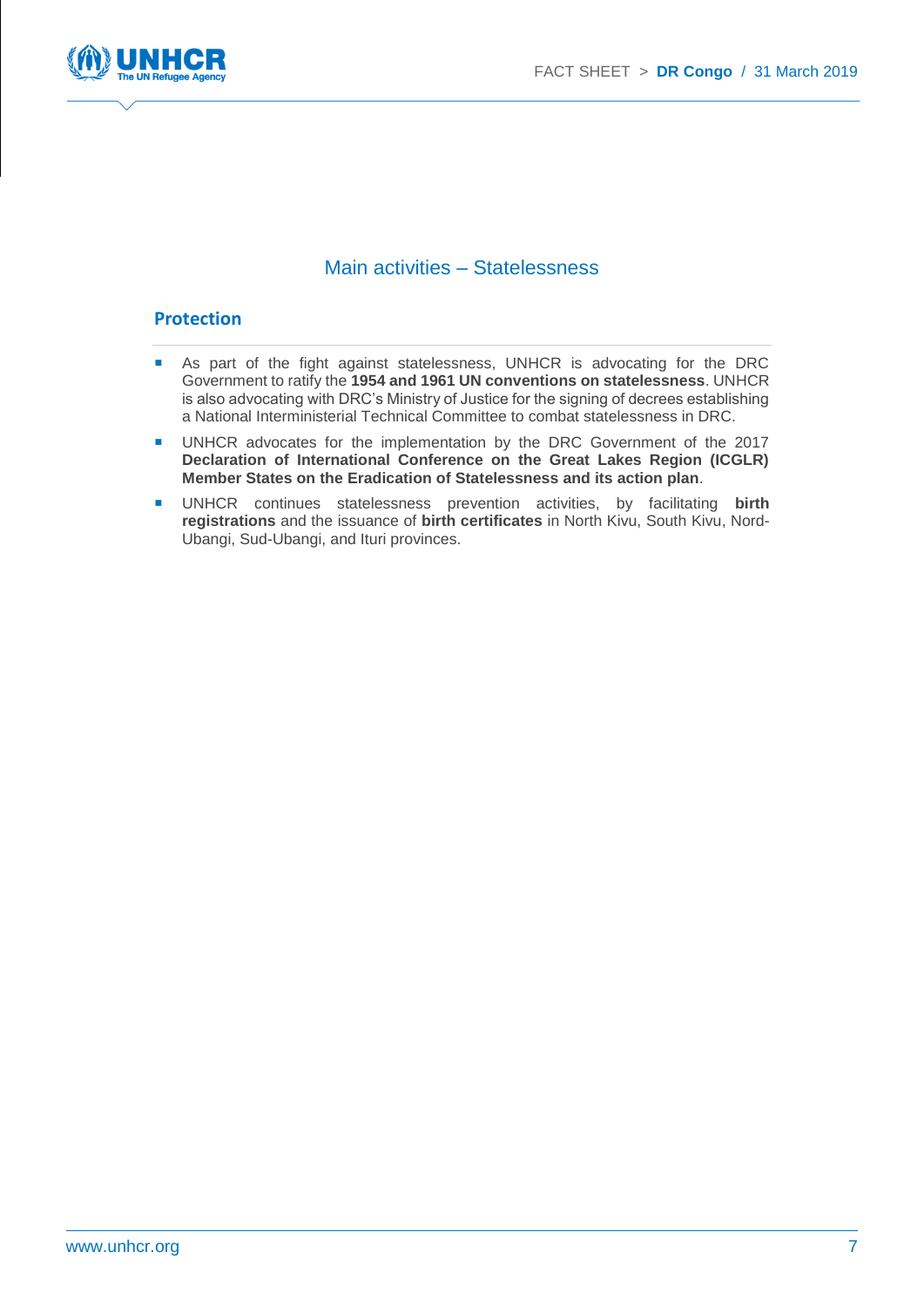## Main activities – Statelessness

### Protection

- As part of the fight against statelessness, UNHCR is advocating for the DRC Government to ratify the **1954 and 1961 UN conventions on statelessness**. UNHCR is also advocating with DRC's Ministry of Justice for the signing of decrees establishing a National Interministerial Technical Committee to combat statelessness in DRC.
- UNHCR advocates for the implementation by the DRC Government of the 2017 **Declaration of International Conference on the Great Lakes Region (ICGLR) Member States on the Eradication of Statelessness and its action plan**.
- UNHCR continues statelessness prevention activities, by facilitating **birth registrations** and the issuance of **birth certificates** in North Kivu, South Kivu, Nord-Ubangi, Sud-Ubangi, and Ituri provinces.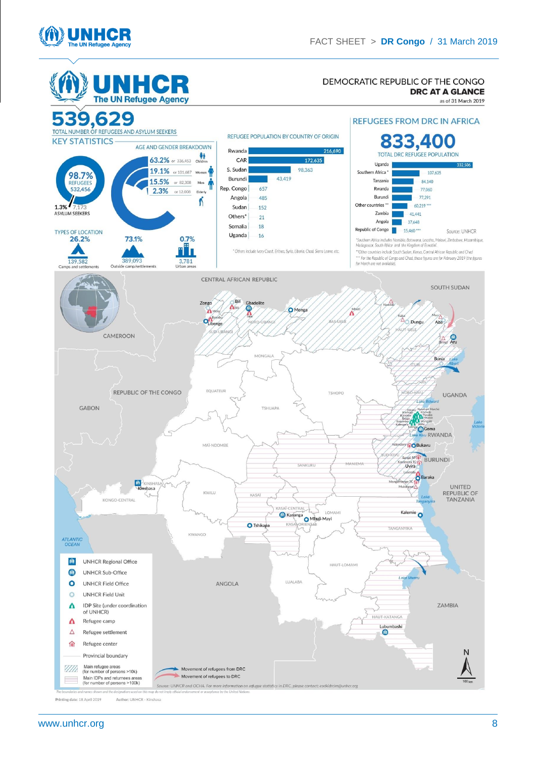# DEMOCRATIC REPUBLIC OF THE CONGO
## DRC AT A GLANCE

as of 31 March 2019

**539,629**
TOTAL NUMBER OF REFUGEES AND ASYLUM SEEKERS

### KEY STATISTICS

98.7% REFUGEES 532,456

1.3% 7,173 ASYLUM SEEKERS

AGE AND GENDER BREAKDOWN

| % | Number | Group |
|---|---|---|
| 63.2% | or 336,453 | Children |
| 19.1% | or 101,687 | Women |
| 15.5% | or 82,308 | Men |
| 2.3% | or 12,008 | Elderly |

TYPES OF LOCATION

| % | Number | Type |
|---|---|---|
| 26.2% | 139,582 | Camps and settlements |
| 73.1% | 389,093 | Outside camp/settlements |
| 0.7% | 3,781 | Urban areas |

### REFUGEE POPULATION BY COUNTRY OF ORIGIN

| Country | Population |
|---|---|
| Rwanda | 216,690 |
| CAR | 172,635 |
| S. Sudan | 98,363 |
| Burundi | 43,419 |
| Rep. Congo | 657 |
| Angola | 485 |
| Sudan | 152 |
| Others* | 21 |
| Somalia | 18 |
| Uganda | 16 |

\* Others include Ivory Coast, Eritrea, Syria, Liberia, Chad, Sierra Leone, etc.

### REFUGEES FROM DRC IN AFRICA

**833,400**
TOTAL DRC REFUGEE POPULATION

| Country | Population |
|---|---|
| Uganda | 332,506 |
| Southern Africa * | 107,635 |
| Tanzania | 84,140 |
| Rwanda | 77,060 |
| Burundi | 77,291 |
| Other countries ** | 60,219 *** |
| Zambia | 41,441 |
| Angola | 37,648 |
| Republic of Congo | 15,460 *** |

Source: UNHCR

*Southern Africa includes Namibia, Botswana, Lesotho, Malawi, Zimbabwe, Mozambique, Madagascar, South Africa and the Kingdom of Eswatini.
**Other countries include South Sudan, Kenya, Central African Republic and Chad
*** For the Republic of Congo and Chad, these figures are for February 2019 (the figures for March are not available).

Map legend: UNHCR Regional Office; UNHCR Sub-Office; UNHCR Field Office; UNHCR Field Unit; IDP Site (under coordination of UNHCR); Refugee camp; Refugee settlement; Refugee center; Provincial boundary; Main refugee areas (for number of persons >10k); Main IDPs and returnees areas (for number of persons >100k); Movement of refugees from DRC; Movement of refugees to DRC

Source: UNHCR and OCHA. For more information on refugee statistics in DRC, please contact: codkidrcim@unhcr.org

The boundaries and names shown and the designations used on this map do not imply official endorsement or acceptance by the United Nations.

Printing date: 18 April 2019 Author: UNHCR - Kinshasa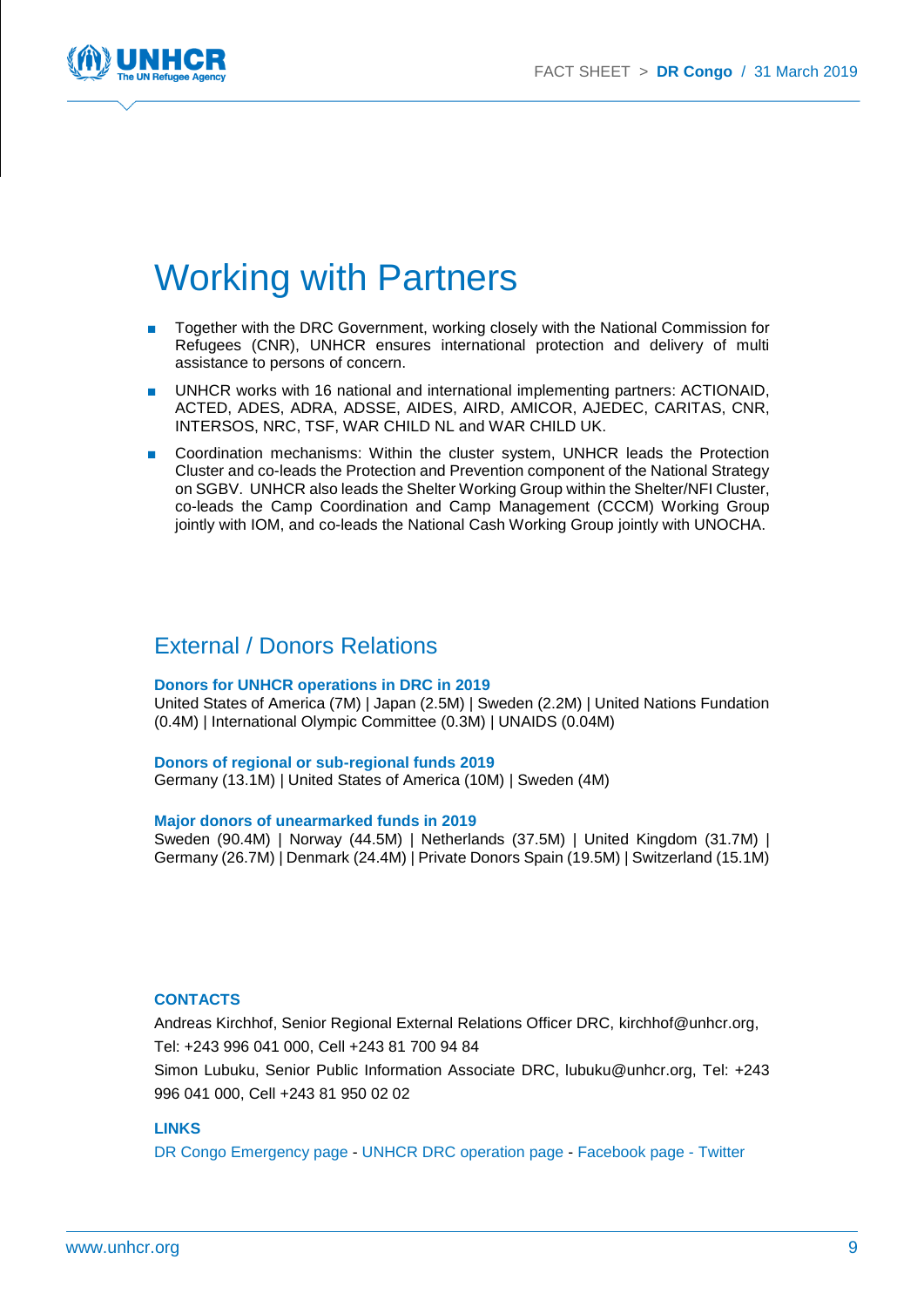# Working with Partners

- Together with the DRC Government, working closely with the National Commission for Refugees (CNR), UNHCR ensures international protection and delivery of multi assistance to persons of concern.
- UNHCR works with 16 national and international implementing partners: ACTIONAID, ACTED, ADES, ADRA, ADSSE, AIDES, AIRD, AMICOR, AJEDEC, CARITAS, CNR, INTERSOS, NRC, TSF, WAR CHILD NL and WAR CHILD UK.
- Coordination mechanisms: Within the cluster system, UNHCR leads the Protection Cluster and co-leads the Protection and Prevention component of the National Strategy on SGBV. UNHCR also leads the Shelter Working Group within the Shelter/NFI Cluster, co-leads the Camp Coordination and Camp Management (CCCM) Working Group jointly with IOM, and co-leads the National Cash Working Group jointly with UNOCHA.

## External / Donors Relations

**Donors for UNHCR operations in DRC in 2019**

United States of America (7M) | Japan (2.5M) | Sweden (2.2M) | United Nations Fundation (0.4M) | International Olympic Committee (0.3M) | UNAIDS (0.04M)

**Donors of regional or sub-regional funds 2019**

Germany (13.1M) | United States of America (10M) | Sweden (4M)

**Major donors of unearmarked funds in 2019**

Sweden (90.4M) | Norway (44.5M) | Netherlands (37.5M) | United Kingdom (31.7M) | Germany (26.7M) | Denmark (24.4M) | Private Donors Spain (19.5M) | Switzerland (15.1M)

**CONTACTS**

Andreas Kirchhof, Senior Regional External Relations Officer DRC, kirchhof@unhcr.org, Tel: +243 996 041 000, Cell +243 81 700 94 84

Simon Lubuku, Senior Public Information Associate DRC, lubuku@unhcr.org, Tel: +243 996 041 000, Cell +243 81 950 02 02

**LINKS**

DR Congo Emergency page - UNHCR DRC operation page - Facebook page - Twitter